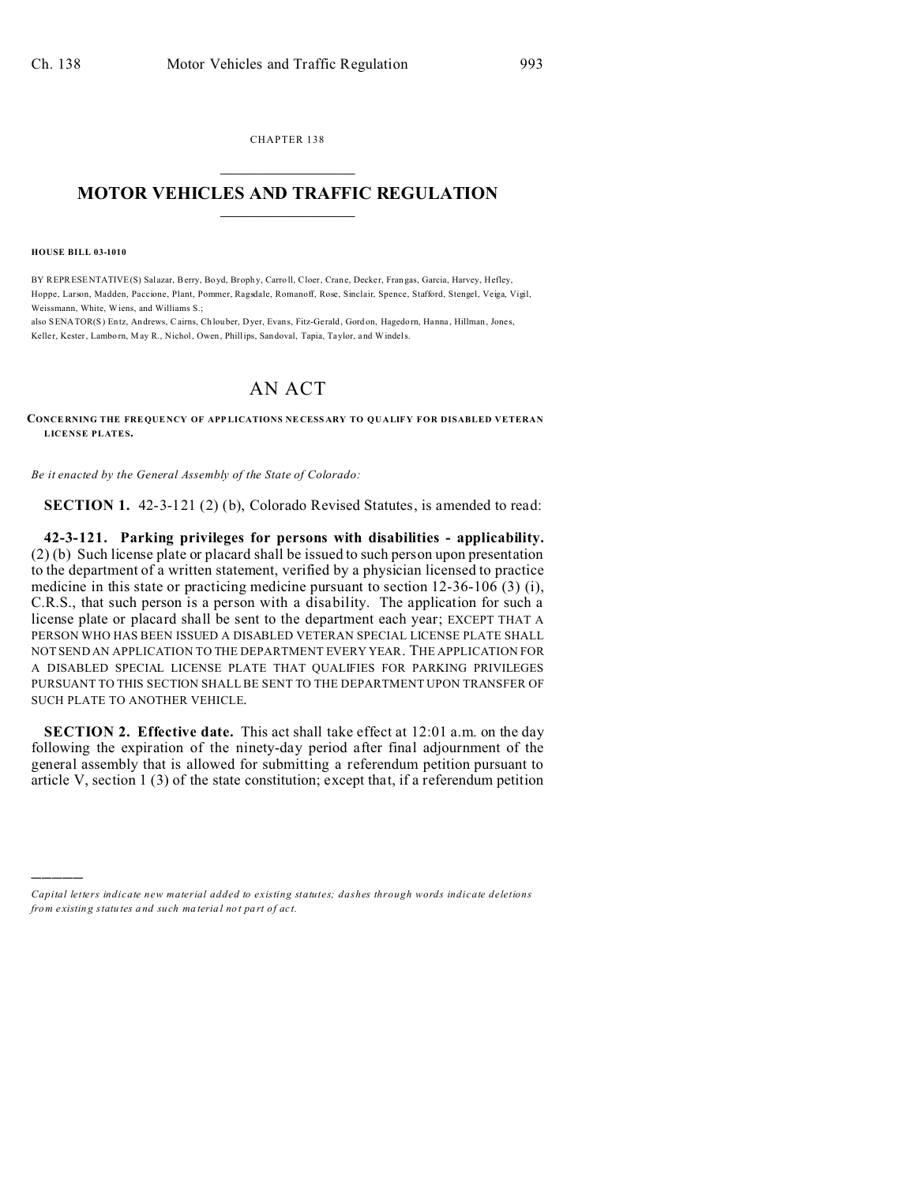CHAPTER 138

# MOTOR VEHICLES AND TRAFFIC REGULATION

**HOUSE BILL 03-1010**

BY REPRESENTATIVE(S) Salazar, Berry, Boyd, Brophy, Carroll, Cloer, Crane, Decker, Frangas, Garcia, Harvey, Hefley, Hoppe, Larson, Madden, Paccione, Plant, Pommer, Ragsdale, Romanoff, Rose, Sinclair, Spence, Stafford, Stengel, Veiga, Vigil, Weissmann, White, Wiens, and Williams S.;
also SENATOR(S) Entz, Andrews, Cairns, Chlouber, Dyer, Evans, Fitz-Gerald, Gordon, Hagedorn, Hanna, Hillman, Jones, Keller, Kester, Lamborn, May R., Nichol, Owen, Phillips, Sandoval, Tapia, Taylor, and Windels.

# AN ACT

**CONCERNING THE FREQUENCY OF APPLICATIONS NECESSARY TO QUALIFY FOR DISABLED VETERAN LICENSE PLATES.**

*Be it enacted by the General Assembly of the State of Colorado:*

**SECTION 1.** 42-3-121 (2) (b), Colorado Revised Statutes, is amended to read:

**42-3-121. Parking privileges for persons with disabilities - applicability.** (2) (b) Such license plate or placard shall be issued to such person upon presentation to the department of a written statement, verified by a physician licensed to practice medicine in this state or practicing medicine pursuant to section 12-36-106 (3) (i), C.R.S., that such person is a person with a disability. The application for such a license plate or placard shall be sent to the department each year; EXCEPT THAT A PERSON WHO HAS BEEN ISSUED A DISABLED VETERAN SPECIAL LICENSE PLATE SHALL NOT SEND AN APPLICATION TO THE DEPARTMENT EVERY YEAR. THE APPLICATION FOR A DISABLED SPECIAL LICENSE PLATE THAT QUALIFIES FOR PARKING PRIVILEGES PURSUANT TO THIS SECTION SHALL BE SENT TO THE DEPARTMENT UPON TRANSFER OF SUCH PLATE TO ANOTHER VEHICLE.

**SECTION 2. Effective date.** This act shall take effect at 12:01 a.m. on the day following the expiration of the ninety-day period after final adjournment of the general assembly that is allowed for submitting a referendum petition pursuant to article V, section 1 (3) of the state constitution; except that, if a referendum petition

---

*Capital letters indicate new material added to existing statutes; dashes through words indicate deletions from existing statutes and such material not part of act.*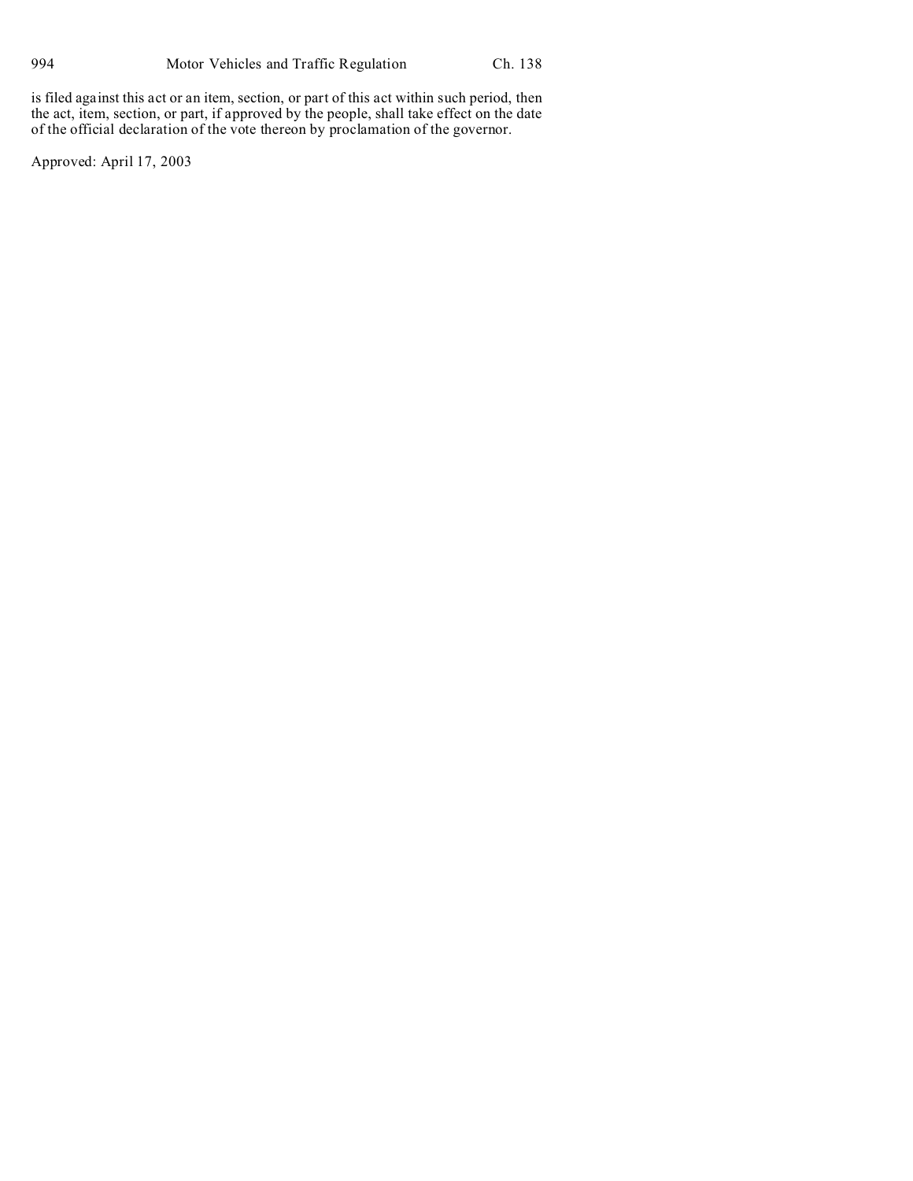is filed against this act or an item, section, or part of this act within such period, then the act, item, section, or part, if approved by the people, shall take effect on the date of the official declaration of the vote thereon by proclamation of the governor.

Approved: April 17, 2003